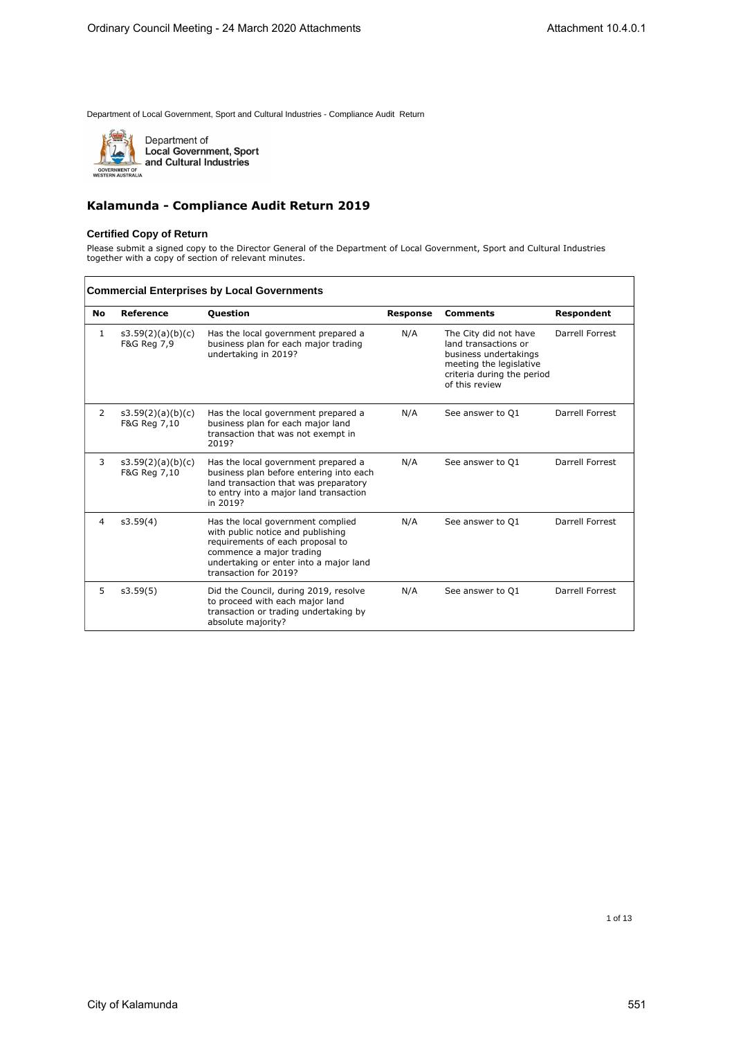Department of Local Government, Sport and Cultural Industries - Compliance Audit Return

Department of Local Government, Sport and Cultural Industries

# Kalamunda - Compliance Audit Return 2019

### Certified Copy of Return

Please submit a signed copy to the Director General of the Department of Local Government, Sport and Cultural Industries together with a copy of section of relevant minutes.

### Commercial Enterprises by Local Governments

| No | Reference | Question | Response | Comments | Respondent |
|---|---|---|---|---|---|
| 1 | s3.59(2)(a)(b)(c) F&G Reg 7,9 | Has the local government prepared a business plan for each major trading undertaking in 2019? | N/A | The City did not have land transactions or business undertakings meeting the legislative criteria during the period of this review | Darrell Forrest |
| 2 | s3.59(2)(a)(b)(c) F&G Reg 7,10 | Has the local government prepared a business plan for each major land transaction that was not exempt in 2019? | N/A | See answer to Q1 | Darrell Forrest |
| 3 | s3.59(2)(a)(b)(c) F&G Reg 7,10 | Has the local government prepared a business plan before entering into each land transaction that was preparatory to entry into a major land transaction in 2019? | N/A | See answer to Q1 | Darrell Forrest |
| 4 | s3.59(4) | Has the local government complied with public notice and publishing requirements of each proposal to commence a major trading undertaking or enter into a major land transaction for 2019? | N/A | See answer to Q1 | Darrell Forrest |
| 5 | s3.59(5) | Did the Council, during 2019, resolve to proceed with each major land transaction or trading undertaking by absolute majority? | N/A | See answer to Q1 | Darrell Forrest |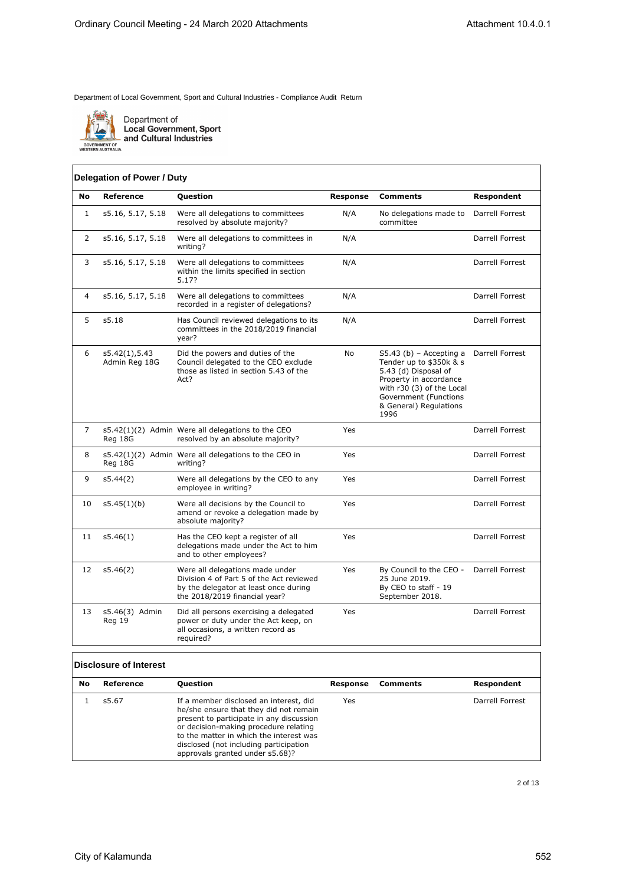Department of Local Government, Sport and Cultural Industries - Compliance Audit Return

Department of Local Government, Sport and Cultural Industries

GOVERNMENT OF WESTERN AUSTRALIA

### Delegation of Power / Duty

| No | Reference | Question | Response | Comments | Respondent |
|---|---|---|---|---|---|
| 1 | s5.16, 5.17, 5.18 | Were all delegations to committees resolved by absolute majority? | N/A | No delegations made to committee | Darrell Forrest |
| 2 | s5.16, 5.17, 5.18 | Were all delegations to committees in writing? | N/A | | Darrell Forrest |
| 3 | s5.16, 5.17, 5.18 | Were all delegations to committees within the limits specified in section 5.17? | N/A | | Darrell Forrest |
| 4 | s5.16, 5.17, 5.18 | Were all delegations to committees recorded in a register of delegations? | N/A | | Darrell Forrest |
| 5 | s5.18 | Has Council reviewed delegations to its committees in the 2018/2019 financial year? | N/A | | Darrell Forrest |
| 6 | s5.42(1),5.43 Admin Reg 18G | Did the powers and duties of the Council delegated to the CEO exclude those as listed in section 5.43 of the Act? | No | S5.43 (b) – Accepting a Tender up to $350k & s 5.43 (d) Disposal of Property in accordance with r30 (3) of the Local Government (Functions & General) Regulations 1996 | Darrell Forrest |
| 7 | s5.42(1)(2) Admin Reg 18G | Were all delegations to the CEO resolved by an absolute majority? | Yes | | Darrell Forrest |
| 8 | s5.42(1)(2) Admin Reg 18G | Were all delegations to the CEO in writing? | Yes | | Darrell Forrest |
| 9 | s5.44(2) | Were all delegations by the CEO to any employee in writing? | Yes | | Darrell Forrest |
| 10 | s5.45(1)(b) | Were all decisions by the Council to amend or revoke a delegation made by absolute majority? | Yes | | Darrell Forrest |
| 11 | s5.46(1) | Has the CEO kept a register of all delegations made under the Act to him and to other employees? | Yes | | Darrell Forrest |
| 12 | s5.46(2) | Were all delegations made under Division 4 of Part 5 of the Act reviewed by the delegator at least once during the 2018/2019 financial year? | Yes | By Council to the CEO - 25 June 2019. By CEO to staff - 19 September 2018. | Darrell Forrest |
| 13 | s5.46(3) Admin Reg 19 | Did all persons exercising a delegated power or duty under the Act keep, on all occasions, a written record as required? | Yes | | Darrell Forrest |

### Disclosure of Interest

| No | Reference | Question | Response | Comments | Respondent |
|---|---|---|---|---|---|
| 1 | s5.67 | If a member disclosed an interest, did he/she ensure that they did not remain present to participate in any discussion or decision-making procedure relating to the matter in which the interest was disclosed (not including participation approvals granted under s5.68)? | Yes | | Darrell Forrest |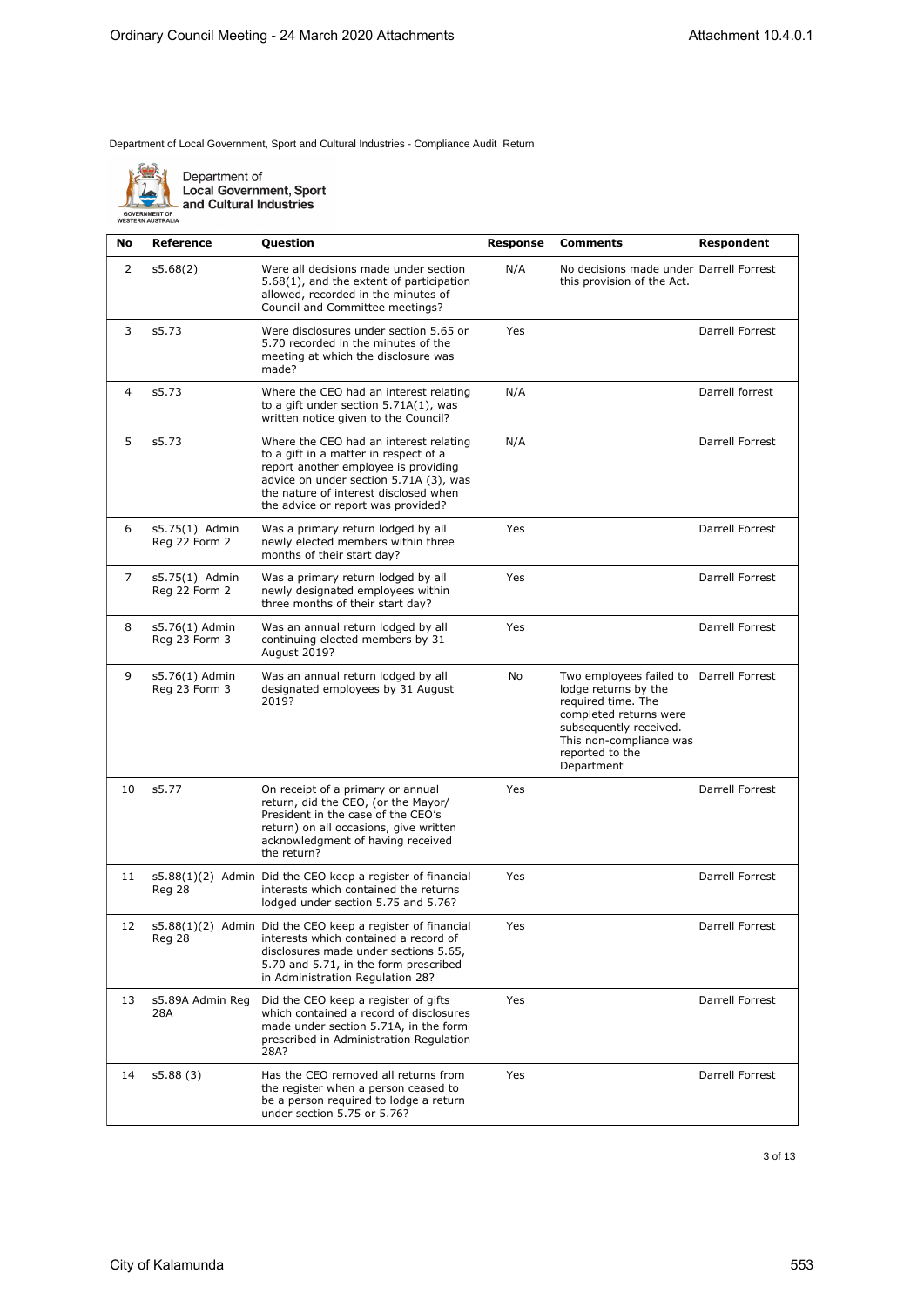Department of Local Government, Sport and Cultural Industries - Compliance Audit Return

Department of Local Government, Sport and Cultural Industries

| No | Reference | Question | Response | Comments | Respondent |
|---|---|---|---|---|---|
| 2 | s5.68(2) | Were all decisions made under section 5.68(1), and the extent of participation allowed, recorded in the minutes of Council and Committee meetings? | N/A | No decisions made under this provision of the Act. | Darrell Forrest |
| 3 | s5.73 | Were disclosures under section 5.65 or 5.70 recorded in the minutes of the meeting at which the disclosure was made? | Yes | | Darrell Forrest |
| 4 | s5.73 | Where the CEO had an interest relating to a gift under section 5.71A(1), was written notice given to the Council? | N/A | | Darrell forrest |
| 5 | s5.73 | Where the CEO had an interest relating to a gift in a matter in respect of a report another employee is providing advice on under section 5.71A (3), was the nature of interest disclosed when the advice or report was provided? | N/A | | Darrell Forrest |
| 6 | s5.75(1) Admin Reg 22 Form 2 | Was a primary return lodged by all newly elected members within three months of their start day? | Yes | | Darrell Forrest |
| 7 | s5.75(1) Admin Reg 22 Form 2 | Was a primary return lodged by all newly designated employees within three months of their start day? | Yes | | Darrell Forrest |
| 8 | s5.76(1) Admin Reg 23 Form 3 | Was an annual return lodged by all continuing elected members by 31 August 2019? | Yes | | Darrell Forrest |
| 9 | s5.76(1) Admin Reg 23 Form 3 | Was an annual return lodged by all designated employees by 31 August 2019? | No | Two employees failed to lodge returns by the required time. The completed returns were subsequently received. This non-compliance was reported to the Department | Darrell Forrest |
| 10 | s5.77 | On receipt of a primary or annual return, did the CEO, (or the Mayor/ President in the case of the CEO's return) on all occasions, give written acknowledgment of having received the return? | Yes | | Darrell Forrest |
| 11 | s5.88(1)(2) Admin Reg 28 | Did the CEO keep a register of financial interests which contained the returns lodged under section 5.75 and 5.76? | Yes | | Darrell Forrest |
| 12 | s5.88(1)(2) Admin Reg 28 | Did the CEO keep a register of financial interests which contained a record of disclosures made under sections 5.65, 5.70 and 5.71, in the form prescribed in Administration Regulation 28? | Yes | | Darrell Forrest |
| 13 | s5.89A Admin Reg 28A | Did the CEO keep a register of gifts which contained a record of disclosures made under section 5.71A, in the form prescribed in Administration Regulation 28A? | Yes | | Darrell Forrest |
| 14 | s5.88 (3) | Has the CEO removed all returns from the register when a person ceased to be a person required to lodge a return under section 5.75 or 5.76? | Yes | | Darrell Forrest |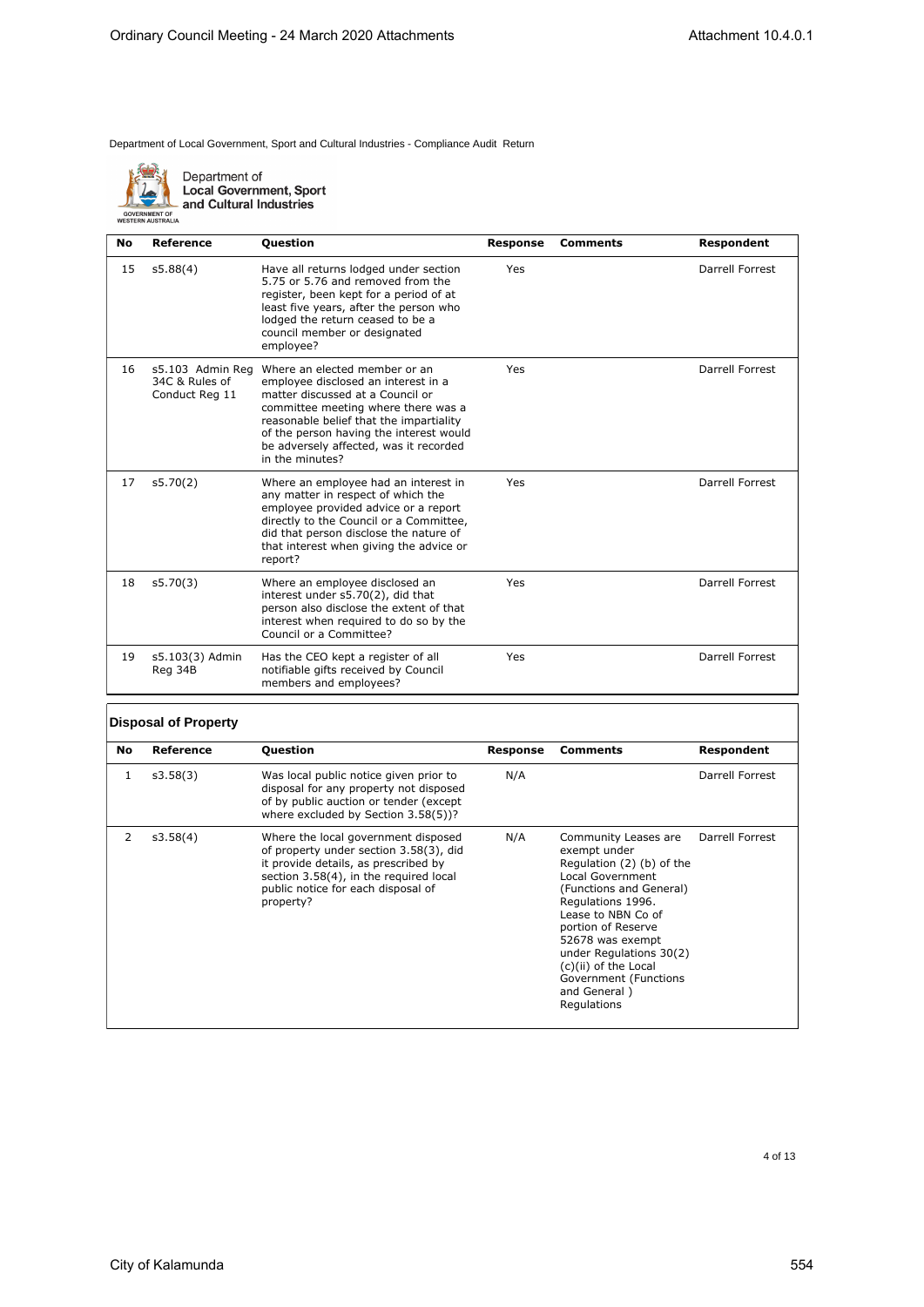Department of Local Government, Sport and Cultural Industries - Compliance Audit Return

Department of Local Government, Sport and Cultural Industries

| No | Reference | Question | Response | Comments | Respondent |
|---|---|---|---|---|---|
| 15 | s5.88(4) | Have all returns lodged under section 5.75 or 5.76 and removed from the register, been kept for a period of at least five years, after the person who lodged the return ceased to be a council member or designated employee? | Yes | | Darrell Forrest |
| 16 | s5.103 Admin Reg 34C & Rules of Conduct Reg 11 | Where an elected member or an employee disclosed an interest in a matter discussed at a Council or committee meeting where there was a reasonable belief that the impartiality of the person having the interest would be adversely affected, was it recorded in the minutes? | Yes | | Darrell Forrest |
| 17 | s5.70(2) | Where an employee had an interest in any matter in respect of which the employee provided advice or a report directly to the Council or a Committee, did that person disclose the nature of that interest when giving the advice or report? | Yes | | Darrell Forrest |
| 18 | s5.70(3) | Where an employee disclosed an interest under s5.70(2), did that person also disclose the extent of that interest when required to do so by the Council or a Committee? | Yes | | Darrell Forrest |
| 19 | s5.103(3) Admin Reg 34B | Has the CEO kept a register of all notifiable gifts received by Council members and employees? | Yes | | Darrell Forrest |

## Disposal of Property

| No | Reference | Question | Response | Comments | Respondent |
|---|---|---|---|---|---|
| 1 | s3.58(3) | Was local public notice given prior to disposal for any property not disposed of by public auction or tender (except where excluded by Section 3.58(5))? | N/A | | Darrell Forrest |
| 2 | s3.58(4) | Where the local government disposed of property under section 3.58(3), did it provide details, as prescribed by section 3.58(4), in the required local public notice for each disposal of property? | N/A | Community Leases are exempt under Regulation (2) (b) of the Local Government (Functions and General) Regulations 1996. Lease to NBN Co of portion of Reserve 52678 was exempt under Regulations 30(2) (c)(ii) of the Local Government (Functions and General ) Regulations | Darrell Forrest |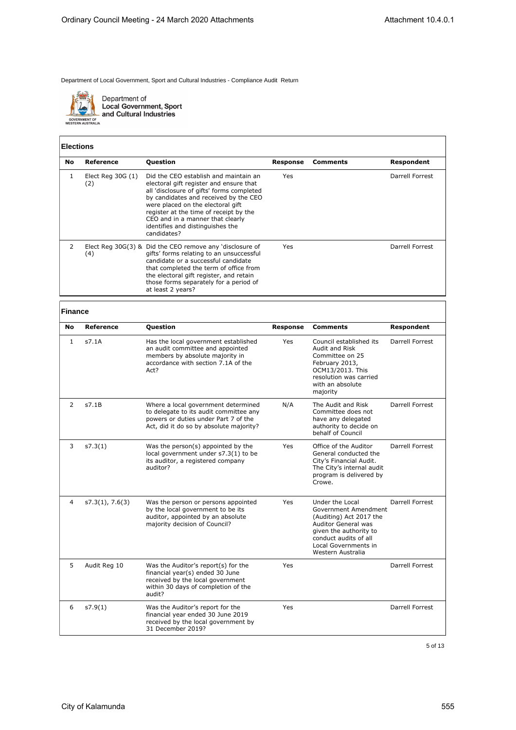Department of Local Government, Sport and Cultural Industries - Compliance Audit Return

Department of Local Government, Sport and Cultural Industries

## Elections

| No | Reference | Question | Response | Comments | Respondent |
|---|---|---|---|---|---|
| 1 | Elect Reg 30G (1) (2) | Did the CEO establish and maintain an electoral gift register and ensure that all 'disclosure of gifts' forms completed by candidates and received by the CEO were placed on the electoral gift register at the time of receipt by the CEO and in a manner that clearly identifies and distinguishes the candidates? | Yes | | Darrell Forrest |
| 2 | Elect Reg 30G(3) & (4) | Did the CEO remove any 'disclosure of gifts' forms relating to an unsuccessful candidate or a successful candidate that completed the term of office from the electoral gift register, and retain those forms separately for a period of at least 2 years? | Yes | | Darrell Forrest |

## Finance

| No | Reference | Question | Response | Comments | Respondent |
|---|---|---|---|---|---|
| 1 | s7.1A | Has the local government established an audit committee and appointed members by absolute majority in accordance with section 7.1A of the Act? | Yes | Council established its Audit and Risk Committee on 25 February 2013, OCM13/2013. This resolution was carried with an absolute majority | Darrell Forrest |
| 2 | s7.1B | Where a local government determined to delegate to its audit committee any powers or duties under Part 7 of the Act, did it do so by absolute majority? | N/A | The Audit and Risk Committee does not have any delegated authority to decide on behalf of Council | Darrell Forrest |
| 3 | s7.3(1) | Was the person(s) appointed by the local government under s7.3(1) to be its auditor, a registered company auditor? | Yes | Office of the Auditor General conducted the City's Financial Audit. The City's internal audit program is delivered by Crowe. | Darrell Forrest |
| 4 | s7.3(1), 7.6(3) | Was the person or persons appointed by the local government to be its auditor, appointed by an absolute majority decision of Council? | Yes | Under the Local Government Amendment (Auditing) Act 2017 the Auditor General was given the authority to conduct audits of all Local Governments in Western Australia | Darrell Forrest |
| 5 | Audit Reg 10 | Was the Auditor's report(s) for the financial year(s) ended 30 June received by the local government within 30 days of completion of the audit? | Yes | | Darrell Forrest |
| 6 | s7.9(1) | Was the Auditor's report for the financial year ended 30 June 2019 received by the local government by 31 December 2019? | Yes | | Darrell Forrest |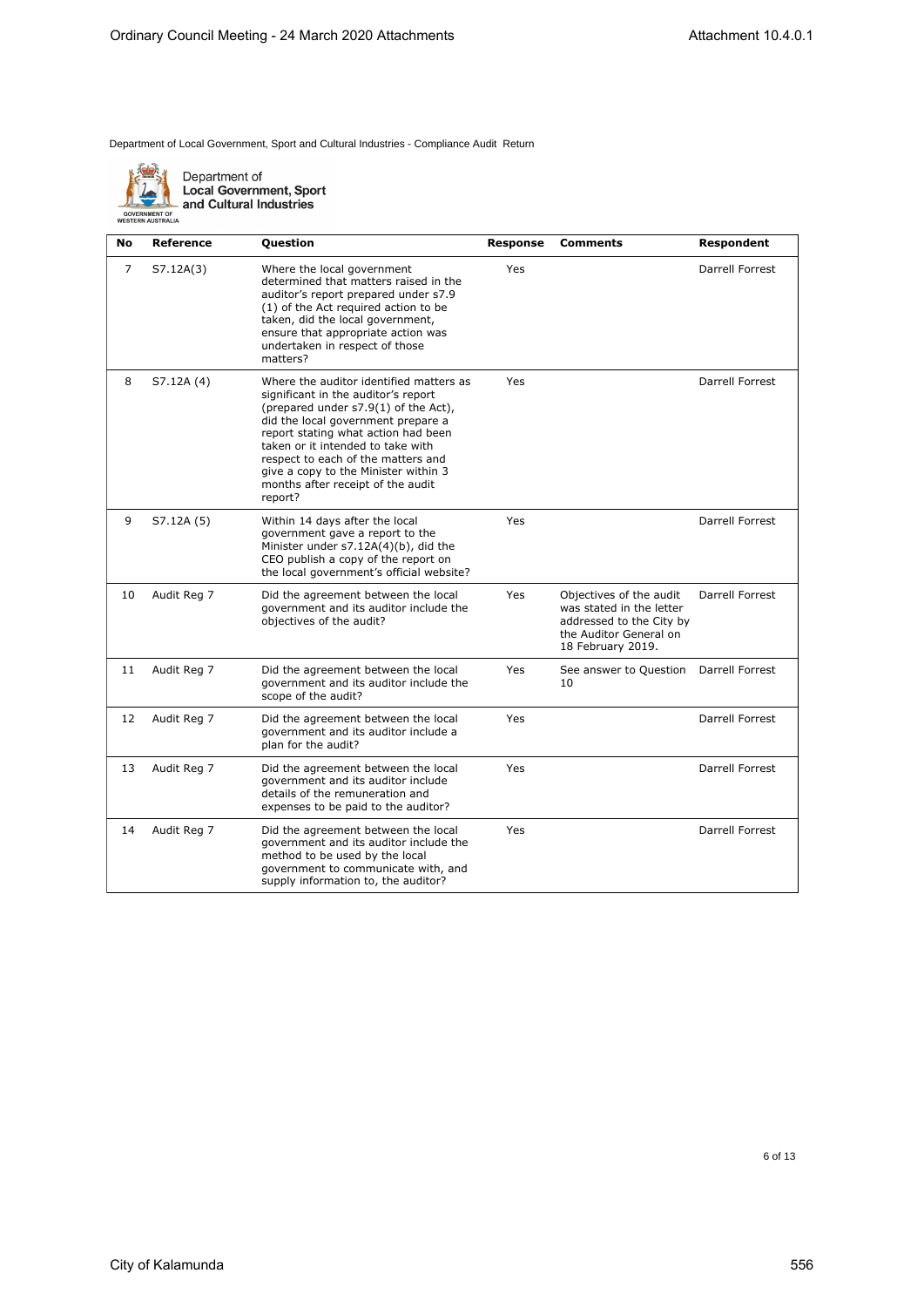Department of Local Government, Sport and Cultural Industries - Compliance Audit Return

Department of **Local Government, Sport and Cultural Industries**

| No | Reference | Question | Response | Comments | Respondent |
|---|---|---|---|---|---|
| 7 | S7.12A(3) | Where the local government determined that matters raised in the auditor's report prepared under s7.9 (1) of the Act required action to be taken, did the local government, ensure that appropriate action was undertaken in respect of those matters? | Yes | | Darrell Forrest |
| 8 | S7.12A (4) | Where the auditor identified matters as significant in the auditor's report (prepared under s7.9(1) of the Act), did the local government prepare a report stating what action had been taken or it intended to take with respect to each of the matters and give a copy to the Minister within 3 months after receipt of the audit report? | Yes | | Darrell Forrest |
| 9 | S7.12A (5) | Within 14 days after the local government gave a report to the Minister under s7.12A(4)(b), did the CEO publish a copy of the report on the local government's official website? | Yes | | Darrell Forrest |
| 10 | Audit Reg 7 | Did the agreement between the local government and its auditor include the objectives of the audit? | Yes | Objectives of the audit was stated in the letter addressed to the City by the Auditor General on 18 February 2019. | Darrell Forrest |
| 11 | Audit Reg 7 | Did the agreement between the local government and its auditor include the scope of the audit? | Yes | See answer to Question 10 | Darrell Forrest |
| 12 | Audit Reg 7 | Did the agreement between the local government and its auditor include a plan for the audit? | Yes | | Darrell Forrest |
| 13 | Audit Reg 7 | Did the agreement between the local government and its auditor include details of the remuneration and expenses to be paid to the auditor? | Yes | | Darrell Forrest |
| 14 | Audit Reg 7 | Did the agreement between the local government and its auditor include the method to be used by the local government to communicate with, and supply information to, the auditor? | Yes | | Darrell Forrest |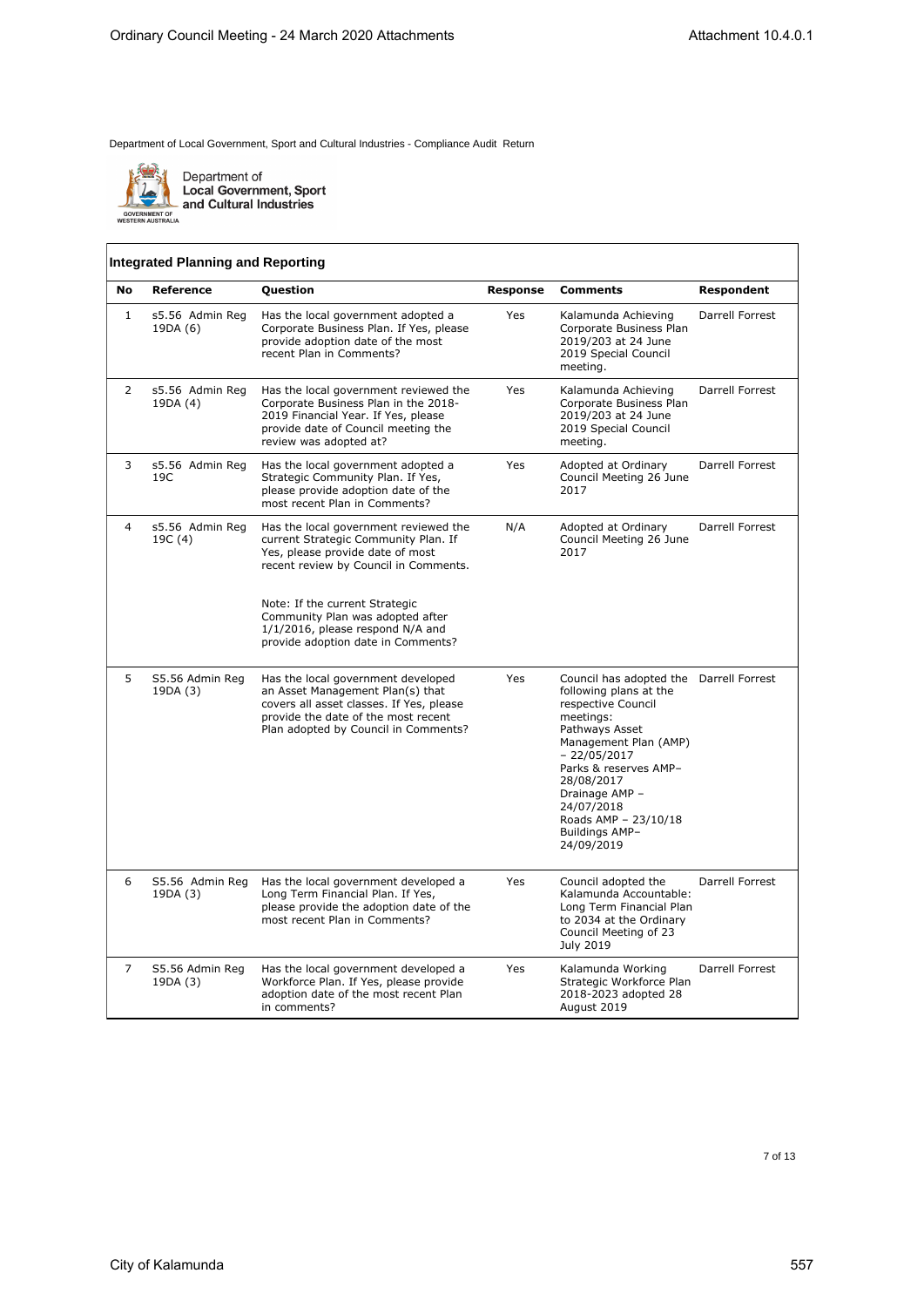Department of Local Government, Sport and Cultural Industries - Compliance Audit Return

Department of Local Government, Sport and Cultural Industries

## Integrated Planning and Reporting

| No | Reference | Question | Response | Comments | Respondent |
|---|---|---|---|---|---|
| 1 | s5.56 Admin Reg 19DA (6) | Has the local government adopted a Corporate Business Plan. If Yes, please provide adoption date of the most recent Plan in Comments? | Yes | Kalamunda Achieving Corporate Business Plan 2019/203 at 24 June 2019 Special Council meeting. | Darrell Forrest |
| 2 | s5.56 Admin Reg 19DA (4) | Has the local government reviewed the Corporate Business Plan in the 2018-2019 Financial Year. If Yes, please provide date of Council meeting the review was adopted at? | Yes | Kalamunda Achieving Corporate Business Plan 2019/203 at 24 June 2019 Special Council meeting. | Darrell Forrest |
| 3 | s5.56 Admin Reg 19C | Has the local government adopted a Strategic Community Plan. If Yes, please provide adoption date of the most recent Plan in Comments? | Yes | Adopted at Ordinary Council Meeting 26 June 2017 | Darrell Forrest |
| 4 | s5.56 Admin Reg 19C (4) | Has the local government reviewed the current Strategic Community Plan. If Yes, please provide date of most recent review by Council in Comments.<br><br>Note: If the current Strategic Community Plan was adopted after 1/1/2016, please respond N/A and provide adoption date in Comments? | N/A | Adopted at Ordinary Council Meeting 26 June 2017 | Darrell Forrest |
| 5 | S5.56 Admin Reg 19DA (3) | Has the local government developed an Asset Management Plan(s) that covers all asset classes. If Yes, please provide the date of the most recent Plan adopted by Council in Comments? | Yes | Council has adopted the following plans at the respective Council meetings:<br>Pathways Asset Management Plan (AMP) – 22/05/2017<br>Parks & reserves AMP– 28/08/2017<br>Drainage AMP – 24/07/2018<br>Roads AMP – 23/10/18<br>Buildings AMP– 24/09/2019 | Darrell Forrest |
| 6 | S5.56 Admin Reg 19DA (3) | Has the local government developed a Long Term Financial Plan. If Yes, please provide the adoption date of the most recent Plan in Comments? | Yes | Council adopted the Kalamunda Accountable: Long Term Financial Plan to 2034 at the Ordinary Council Meeting of 23 July 2019 | Darrell Forrest |
| 7 | S5.56 Admin Reg 19DA (3) | Has the local government developed a Workforce Plan. If Yes, please provide adoption date of the most recent Plan in comments? | Yes | Kalamunda Working Strategic Workforce Plan 2018-2023 adopted 28 August 2019 | Darrell Forrest |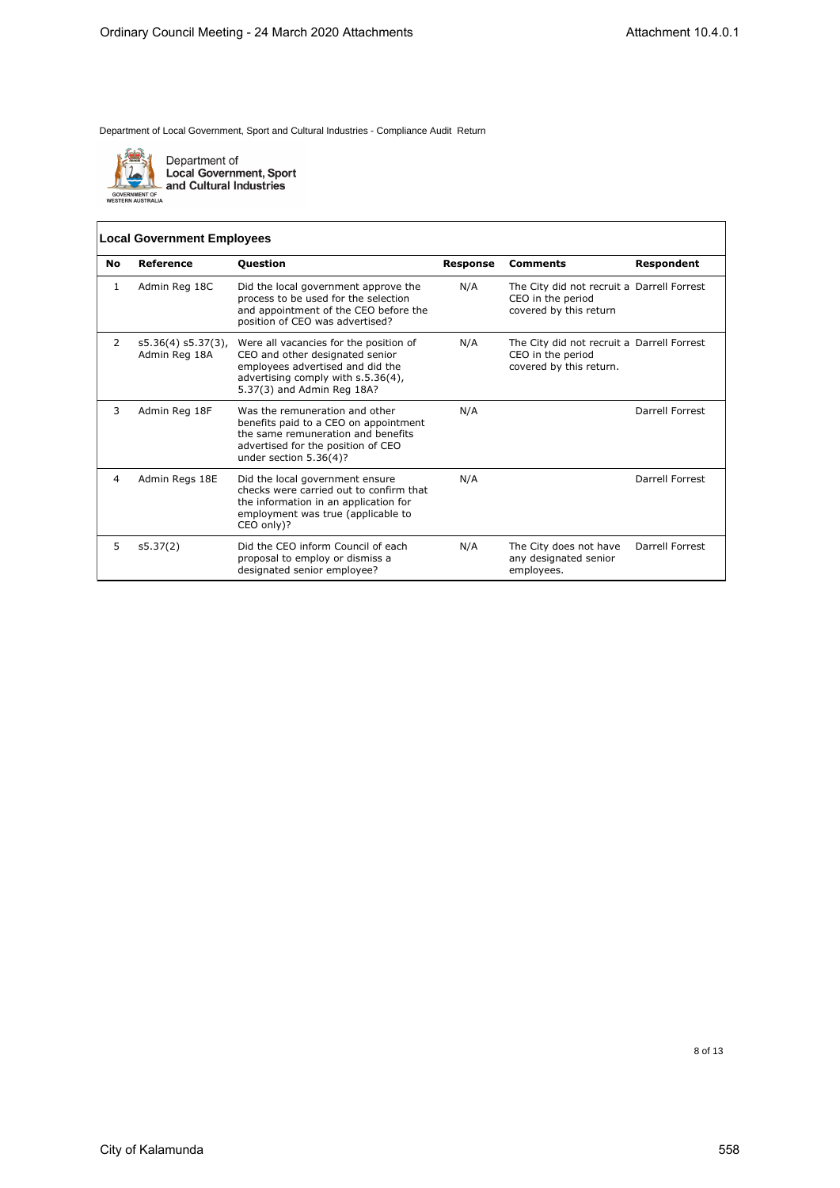Department of Local Government, Sport and Cultural Industries - Compliance Audit Return

Department of
**Local Government, Sport and Cultural Industries**

GOVERNMENT OF WESTERN AUSTRALIA

### Local Government Employees

| No | Reference | Question | Response | Comments | Respondent |
|---|---|---|---|---|---|
| 1 | Admin Reg 18C | Did the local government approve the process to be used for the selection and appointment of the CEO before the position of CEO was advertised? | N/A | The City did not recruit a CEO in the period covered by this return | Darrell Forrest |
| 2 | s5.36(4) s5.37(3), Admin Reg 18A | Were all vacancies for the position of CEO and other designated senior employees advertised and did the advertising comply with s.5.36(4), 5.37(3) and Admin Reg 18A? | N/A | The City did not recruit a CEO in the period covered by this return. | Darrell Forrest |
| 3 | Admin Reg 18F | Was the remuneration and other benefits paid to a CEO on appointment the same remuneration and benefits advertised for the position of CEO under section 5.36(4)? | N/A | | Darrell Forrest |
| 4 | Admin Regs 18E | Did the local government ensure checks were carried out to confirm that the information in an application for employment was true (applicable to CEO only)? | N/A | | Darrell Forrest |
| 5 | s5.37(2) | Did the CEO inform Council of each proposal to employ or dismiss a designated senior employee? | N/A | The City does not have any designated senior employees. | Darrell Forrest |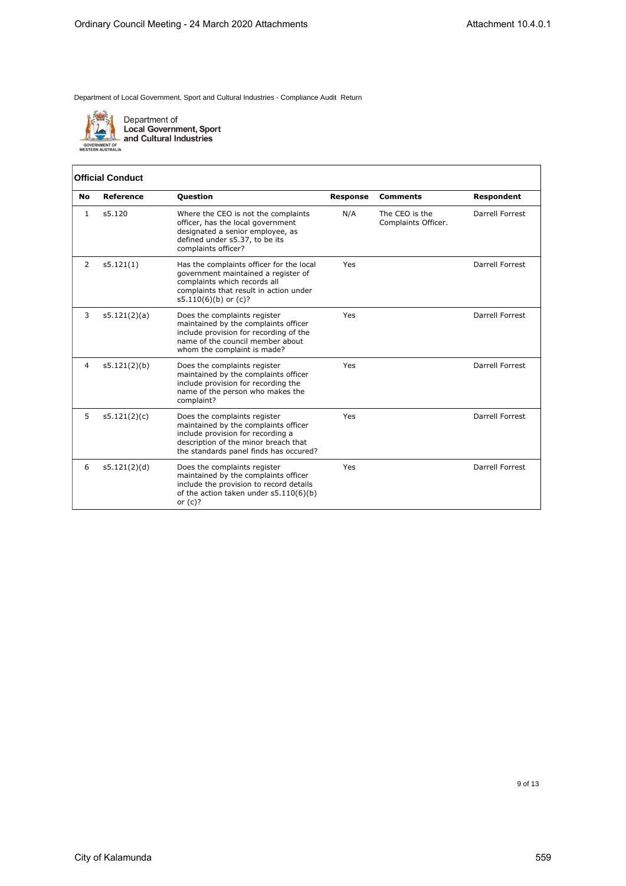Department of Local Government, Sport and Cultural Industries - Compliance Audit Return

Department of **Local Government, Sport and Cultural Industries**

GOVERNMENT OF WESTERN AUSTRALIA

**Official Conduct**

| No | Reference | Question | Response | Comments | Respondent |
|---|---|---|---|---|---|
| 1 | s5.120 | Where the CEO is not the complaints officer, has the local government designated a senior employee, as defined under s5.37, to be its complaints officer? | N/A | The CEO is the Complaints Officer. | Darrell Forrest |
| 2 | s5.121(1) | Has the complaints officer for the local government maintained a register of complaints which records all complaints that result in action under s5.110(6)(b) or (c)? | Yes | | Darrell Forrest |
| 3 | s5.121(2)(a) | Does the complaints register maintained by the complaints officer include provision for recording of the name of the council member about whom the complaint is made? | Yes | | Darrell Forrest |
| 4 | s5.121(2)(b) | Does the complaints register maintained by the complaints officer include provision for recording the name of the person who makes the complaint? | Yes | | Darrell Forrest |
| 5 | s5.121(2)(c) | Does the complaints register maintained by the complaints officer include provision for recording a description of the minor breach that the standards panel finds has occured? | Yes | | Darrell Forrest |
| 6 | s5.121(2)(d) | Does the complaints register maintained by the complaints officer include the provision to record details of the action taken under s5.110(6)(b) or (c)? | Yes | | Darrell Forrest |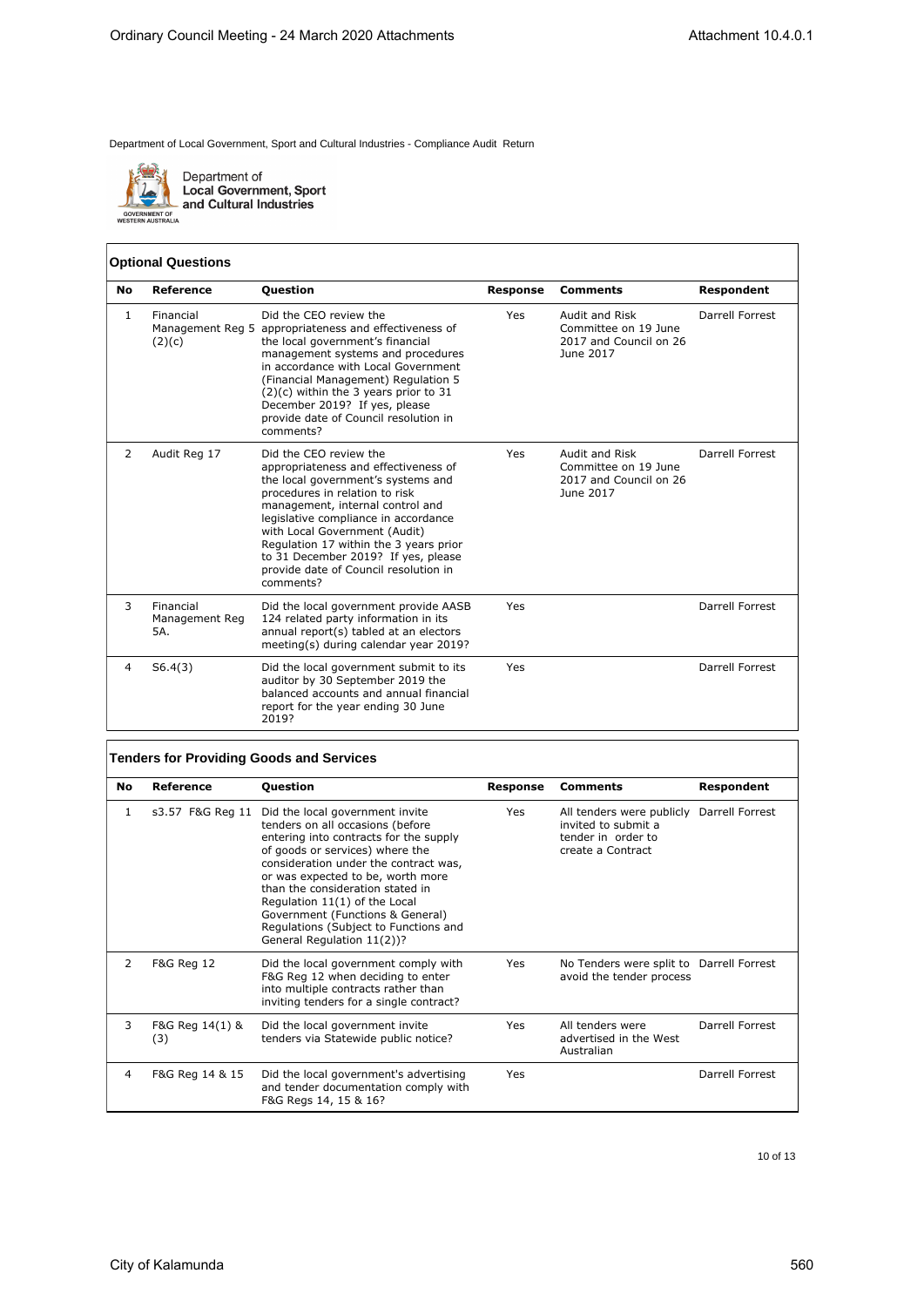Department of Local Government, Sport and Cultural Industries - Compliance Audit Return

Department of Local Government, Sport and Cultural Industries

GOVERNMENT OF WESTERN AUSTRALIA

## Optional Questions

| No | Reference | Question | Response | Comments | Respondent |
|---|---|---|---|---|---|
| 1 | Financial Management Reg 5 (2)(c) | Did the CEO review the appropriateness and effectiveness of the local government's financial management systems and procedures in accordance with Local Government (Financial Management) Regulation 5 (2)(c) within the 3 years prior to 31 December 2019? If yes, please provide date of Council resolution in comments? | Yes | Audit and Risk Committee on 19 June 2017 and Council on 26 June 2017 | Darrell Forrest |
| 2 | Audit Reg 17 | Did the CEO review the appropriateness and effectiveness of the local government's systems and procedures in relation to risk management, internal control and legislative compliance in accordance with Local Government (Audit) Regulation 17 within the 3 years prior to 31 December 2019? If yes, please provide date of Council resolution in comments? | Yes | Audit and Risk Committee on 19 June 2017 and Council on 26 June 2017 | Darrell Forrest |
| 3 | Financial Management Reg 5A. | Did the local government provide AASB 124 related party information in its annual report(s) tabled at an electors meeting(s) during calendar year 2019? | Yes | | Darrell Forrest |
| 4 | S6.4(3) | Did the local government submit to its auditor by 30 September 2019 the balanced accounts and annual financial report for the year ending 30 June 2019? | Yes | | Darrell Forrest |

## Tenders for Providing Goods and Services

| No | Reference | Question | Response | Comments | Respondent |
|---|---|---|---|---|---|
| 1 | s3.57 F&G Reg 11 | Did the local government invite tenders on all occasions (before entering into contracts for the supply of goods or services) where the consideration under the contract was, or was expected to be, worth more than the consideration stated in Regulation 11(1) of the Local Government (Functions & General) Regulations (Subject to Functions and General Regulation 11(2))? | Yes | All tenders were publicly invited to submit a tender in order to create a Contract | Darrell Forrest |
| 2 | F&G Reg 12 | Did the local government comply with F&G Reg 12 when deciding to enter into multiple contracts rather than inviting tenders for a single contract? | Yes | No Tenders were split to avoid the tender process | Darrell Forrest |
| 3 | F&G Reg 14(1) & (3) | Did the local government invite tenders via Statewide public notice? | Yes | All tenders were advertised in the West Australian | Darrell Forrest |
| 4 | F&G Reg 14 & 15 | Did the local government's advertising and tender documentation comply with F&G Regs 14, 15 & 16? | Yes | | Darrell Forrest |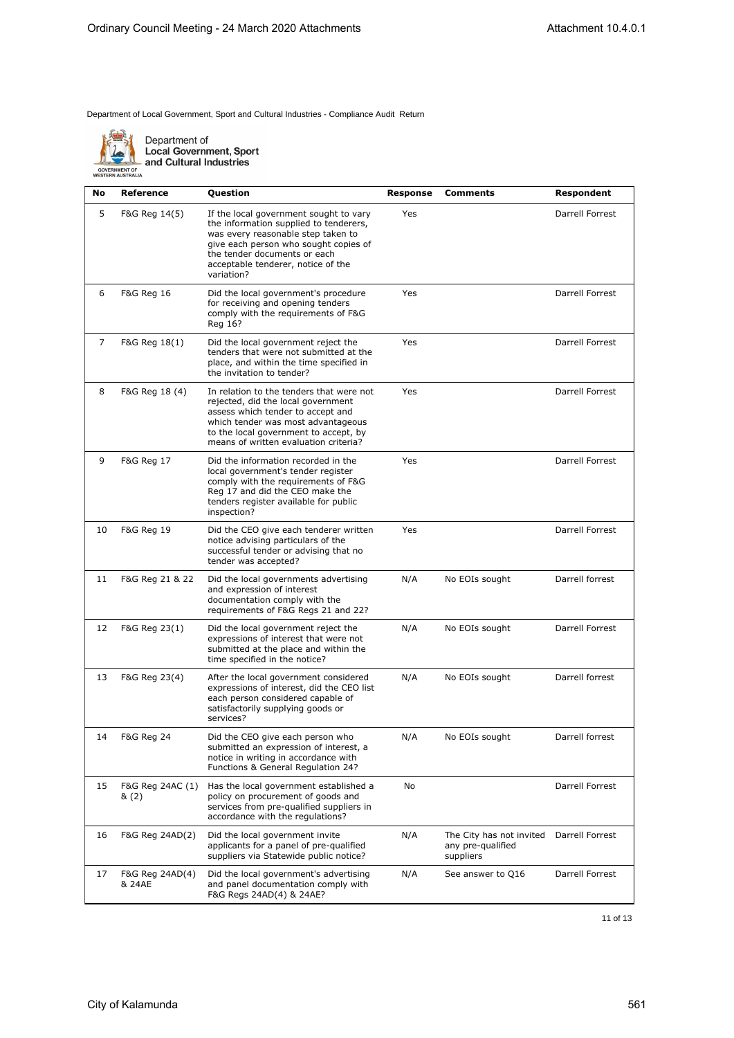Department of Local Government, Sport and Cultural Industries - Compliance Audit Return

Department of Local Government, Sport and Cultural Industries

| No | Reference | Question | Response | Comments | Respondent |
|---|---|---|---|---|---|
| 5 | F&G Reg 14(5) | If the local government sought to vary the information supplied to tenderers, was every reasonable step taken to give each person who sought copies of the tender documents or each acceptable tenderer, notice of the variation? | Yes | | Darrell Forrest |
| 6 | F&G Reg 16 | Did the local government's procedure for receiving and opening tenders comply with the requirements of F&G Reg 16? | Yes | | Darrell Forrest |
| 7 | F&G Reg 18(1) | Did the local government reject the tenders that were not submitted at the place, and within the time specified in the invitation to tender? | Yes | | Darrell Forrest |
| 8 | F&G Reg 18 (4) | In relation to the tenders that were not rejected, did the local government assess which tender to accept and which tender was most advantageous to the local government to accept, by means of written evaluation criteria? | Yes | | Darrell Forrest |
| 9 | F&G Reg 17 | Did the information recorded in the local government's tender register comply with the requirements of F&G Reg 17 and did the CEO make the tenders register available for public inspection? | Yes | | Darrell Forrest |
| 10 | F&G Reg 19 | Did the CEO give each tenderer written notice advising particulars of the successful tender or advising that no tender was accepted? | Yes | | Darrell Forrest |
| 11 | F&G Reg 21 & 22 | Did the local governments advertising and expression of interest documentation comply with the requirements of F&G Regs 21 and 22? | N/A | No EOIs sought | Darrell forrest |
| 12 | F&G Reg 23(1) | Did the local government reject the expressions of interest that were not submitted at the place and within the time specified in the notice? | N/A | No EOIs sought | Darrell Forrest |
| 13 | F&G Reg 23(4) | After the local government considered expressions of interest, did the CEO list each person considered capable of satisfactorily supplying goods or services? | N/A | No EOIs sought | Darrell forrest |
| 14 | F&G Reg 24 | Did the CEO give each person who submitted an expression of interest, a notice in writing in accordance with Functions & General Regulation 24? | N/A | No EOIs sought | Darrell forrest |
| 15 | F&G Reg 24AC (1) & (2) | Has the local government established a policy on procurement of goods and services from pre-qualified suppliers in accordance with the regulations? | No | | Darrell Forrest |
| 16 | F&G Reg 24AD(2) | Did the local government invite applicants for a panel of pre-qualified suppliers via Statewide public notice? | N/A | The City has not invited any pre-qualified suppliers | Darrell Forrest |
| 17 | F&G Reg 24AD(4) & 24AE | Did the local government's advertising and panel documentation comply with F&G Regs 24AD(4) & 24AE? | N/A | See answer to Q16 | Darrell Forrest |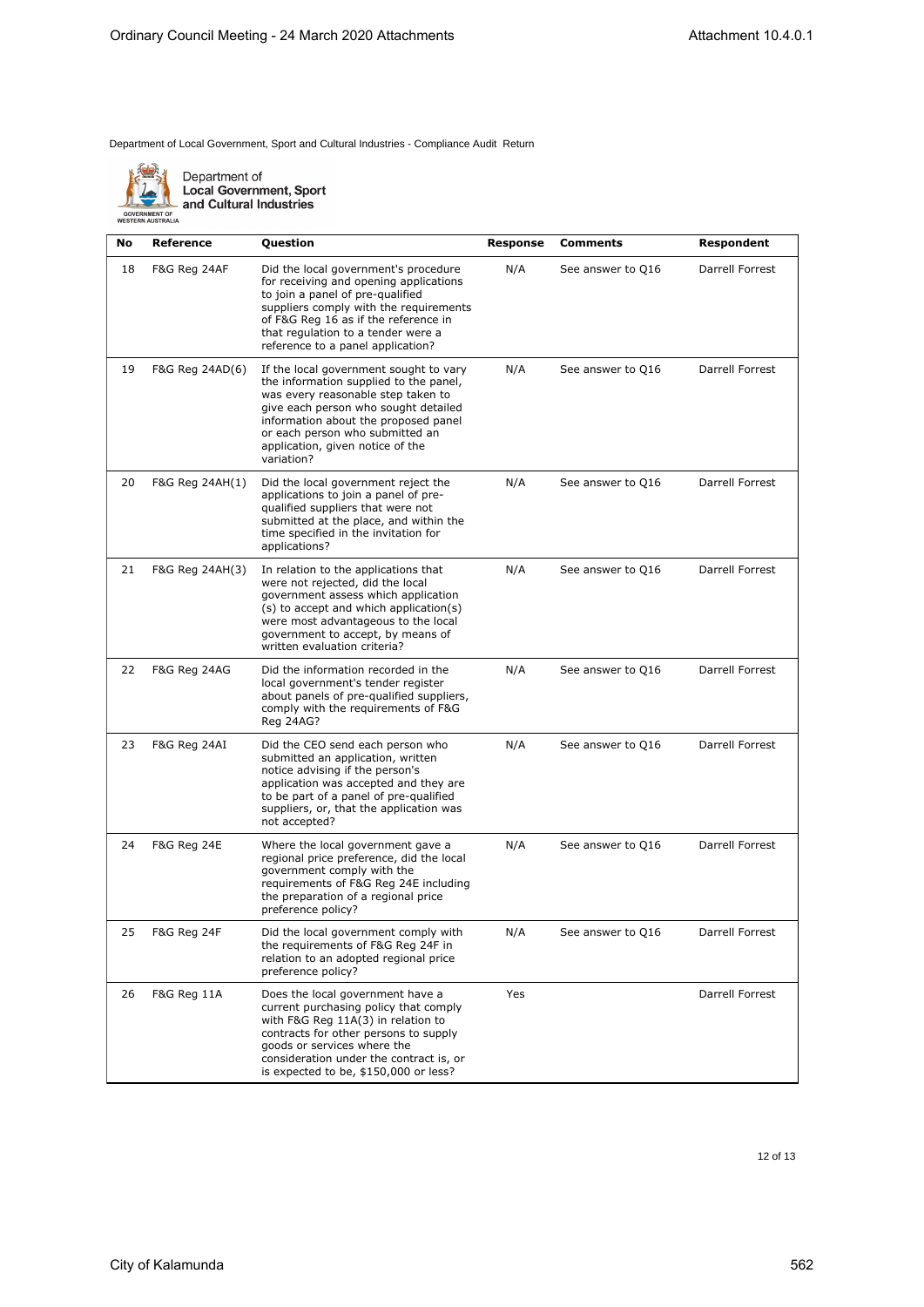Department of Local Government, Sport and Cultural Industries - Compliance Audit Return

Department of **Local Government, Sport and Cultural Industries**

| No | Reference | Question | Response | Comments | Respondent |
|---|---|---|---|---|---|
| 18 | F&G Reg 24AF | Did the local government's procedure for receiving and opening applications to join a panel of pre-qualified suppliers comply with the requirements of F&G Reg 16 as if the reference in that regulation to a tender were a reference to a panel application? | N/A | See answer to Q16 | Darrell Forrest |
| 19 | F&G Reg 24AD(6) | If the local government sought to vary the information supplied to the panel, was every reasonable step taken to give each person who sought detailed information about the proposed panel or each person who submitted an application, given notice of the variation? | N/A | See answer to Q16 | Darrell Forrest |
| 20 | F&G Reg 24AH(1) | Did the local government reject the applications to join a panel of pre-qualified suppliers that were not submitted at the place, and within the time specified in the invitation for applications? | N/A | See answer to Q16 | Darrell Forrest |
| 21 | F&G Reg 24AH(3) | In relation to the applications that were not rejected, did the local government assess which application (s) to accept and which application(s) were most advantageous to the local government to accept, by means of written evaluation criteria? | N/A | See answer to Q16 | Darrell Forrest |
| 22 | F&G Reg 24AG | Did the information recorded in the local government's tender register about panels of pre-qualified suppliers, comply with the requirements of F&G Reg 24AG? | N/A | See answer to Q16 | Darrell Forrest |
| 23 | F&G Reg 24AI | Did the CEO send each person who submitted an application, written notice advising if the person's application was accepted and they are to be part of a panel of pre-qualified suppliers, or, that the application was not accepted? | N/A | See answer to Q16 | Darrell Forrest |
| 24 | F&G Reg 24E | Where the local government gave a regional price preference, did the local government comply with the requirements of F&G Reg 24E including the preparation of a regional price preference policy? | N/A | See answer to Q16 | Darrell Forrest |
| 25 | F&G Reg 24F | Did the local government comply with the requirements of F&G Reg 24F in relation to an adopted regional price preference policy? | N/A | See answer to Q16 | Darrell Forrest |
| 26 | F&G Reg 11A | Does the local government have a current purchasing policy that comply with F&G Reg 11A(3) in relation to contracts for other persons to supply goods or services where the consideration under the contract is, or is expected to be, $150,000 or less? | Yes | | Darrell Forrest |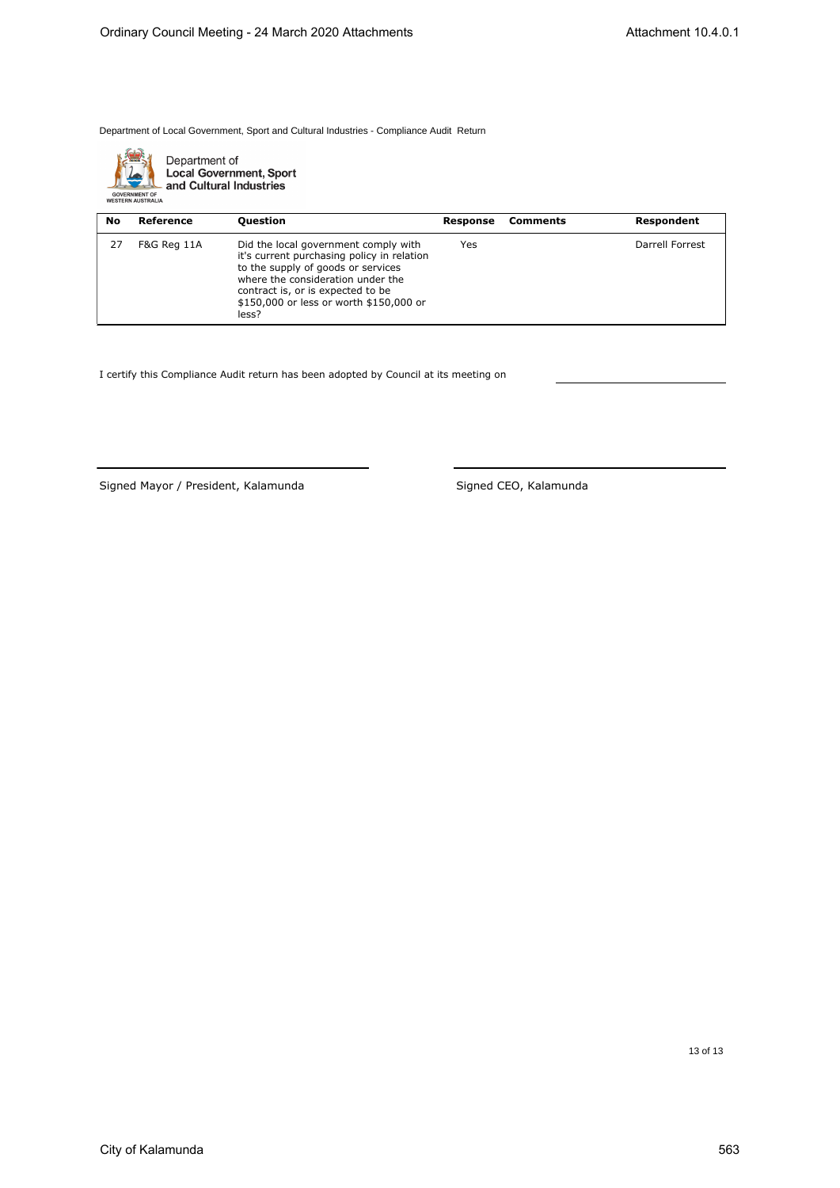Department of Local Government, Sport and Cultural Industries - Compliance Audit Return

Department of
**Local Government, Sport and Cultural Industries**

| No | Reference | Question | Response | Comments | Respondent |
| --- | --- | --- | --- | --- | --- |
| 27 | F&G Reg 11A | Did the local government comply with it's current purchasing policy in relation to the supply of goods or services where the consideration under the contract is, or is expected to be $150,000 or less or worth $150,000 or less? | Yes | | Darrell Forrest |

I certify this Compliance Audit return has been adopted by Council at its meeting on ______________________

______________________
Signed Mayor / President, Kalamunda

______________________
Signed CEO, Kalamunda